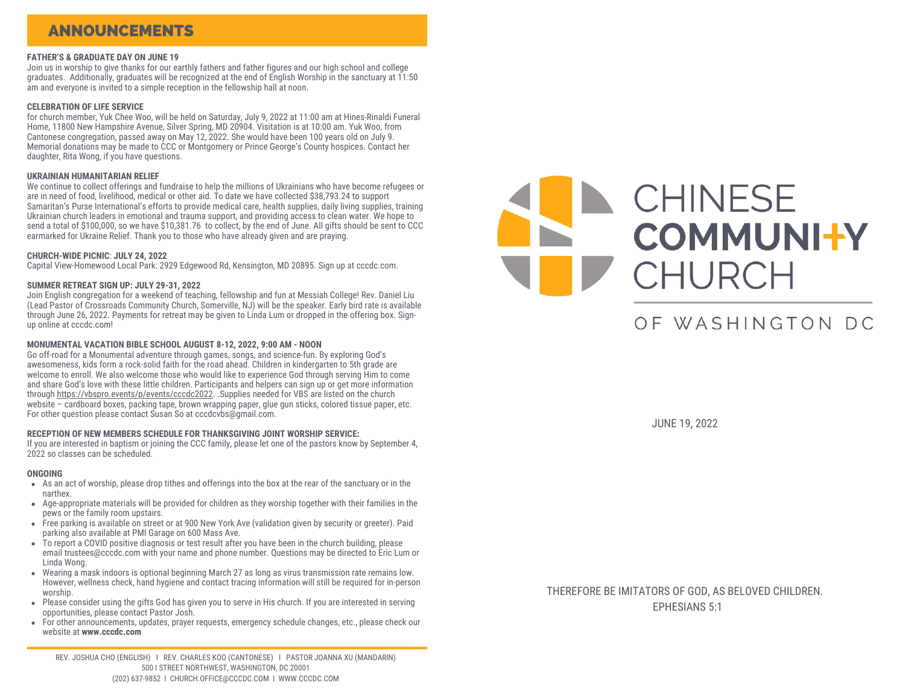# ANNOUNCEMENTS

**FATHER'S & GRADUATE DAY ON JUNE 19**

Join us in worship to give thanks for our earthly fathers and father figures and our high school and college graduates. Additionally, graduates will be recognized at the end of English Worship in the sanctuary at 11:50 am and everyone is invited to a simple reception in the fellowship hall at noon.

**CELEBRATION OF LIFE SERVICE**

for church member, Yuk Chee Woo, will be held on Saturday, July 9, 2022 at 11:00 am at Hines-Rinaldi Funeral Home, 11800 New Hampshire Avenue, Silver Spring, MD 20904. Visitation is at 10:00 am. Yuk Woo, from Cantonese congregation, passed away on May 12, 2022. She would have been 100 years old on July 9. Memorial donations may be made to CCC or Montgomery or Prince George's County hospices. Contact her daughter, Rita Wong, if you have questions.

**UKRAINIAN HUMANITARIAN RELIEF**

We continue to collect offerings and fundraise to help the millions of Ukrainians who have become refugees or are in need of food, livelihood, medical or other aid. To date we have collected $38,793.24 to support Samaritan's Purse International's efforts to provide medical care, health supplies, daily living supplies, training Ukrainian church leaders in emotional and trauma support, and providing access to clean water. We hope to send a total of $100,000, so we have $10,381.76 to collect, by the end of June. All gifts should be sent to CCC earmarked for Ukraine Relief. Thank you to those who have already given and are praying.

**CHURCH-WIDE PICNIC: JULY 24, 2022**

Capital View-Homewood Local Park: 2929 Edgewood Rd, Kensington, MD 20895. Sign up at cccdc.com.

**SUMMER RETREAT SIGN UP: JULY 29-31, 2022**

Join English congregation for a weekend of teaching, fellowship and fun at Messiah College! Rev. Daniel Liu (Lead Pastor of Crossroads Community Church, Somerville, NJ) will be the speaker. Early bird rate is available through June 26, 2022. Payments for retreat may be given to Linda Lum or dropped in the offering box. Sign-up online at cccdc.com!

**MONUMENTAL VACATION BIBLE SCHOOL AUGUST 8-12, 2022, 9:00 AM - NOON**

Go off-road for a Monumental adventure through games, songs, and science-fun. By exploring God's awesomeness, kids form a rock-solid faith for the road ahead. Children in kindergarten to 5th grade are welcome to enroll. We also welcome those who would like to experience God through serving Him to come and share God's love with these little children. Participants and helpers can sign up or get more information through https://vbspro.events/p/events/cccdc2022. .Supplies needed for VBS are listed on the church website – cardboard boxes, packing tape, brown wrapping paper, glue gun sticks, colored tissue paper, etc. For other question please contact Susan So at cccdcvbs@gmail.com.

**RECEPTION OF NEW MEMBERS SCHEDULE FOR THANKSGIVING JOINT WORSHIP SERVICE:**

If you are interested in baptism or joining the CCC family, please let one of the pastors know by September 4, 2022 so classes can be scheduled.

**ONGOING**

- As an act of worship, please drop tithes and offerings into the box at the rear of the sanctuary or in the narthex.
- Age-appropriate materials will be provided for children as they worship together with their families in the pews or the family room upstairs.
- Free parking is available on street or at 900 New York Ave (validation given by security or greeter). Paid parking also available at PMI Garage on 600 Mass Ave.
- To report a COVID positive diagnosis or test result after you have been in the church building, please email trustees@cccdc.com with your name and phone number. Questions may be directed to Eric Lum or Linda Wong.
- Wearing a mask indoors is optional beginning March 27 as long as virus transmission rate remains low. However, wellness check, hand hygiene and contact tracing information will still be required for in-person worship.
- Please consider using the gifts God has given you to serve in His church. If you are interested in serving opportunities, please contact Pastor Josh.
- For other announcements, updates, prayer requests, emergency schedule changes, etc., please check our website at **www.cccdc.com**

REV. JOSHUA CHO (ENGLISH) I REV. CHARLES KOO (CANTONESE) I PASTOR JOANNA XU (MANDARIN)
500 I STREET NORTHWEST, WASHINGTON, DC 20001
(202) 637-9852 I CHURCH.OFFICE@CCCDC.COM I WWW.CCCDC.COM

# CHINESE COMMUNITY CHURCH

## OF WASHINGTON DC

JUNE 19, 2022

THEREFORE BE IMITATORS OF GOD, AS BELOVED CHILDREN.
EPHESIANS 5:1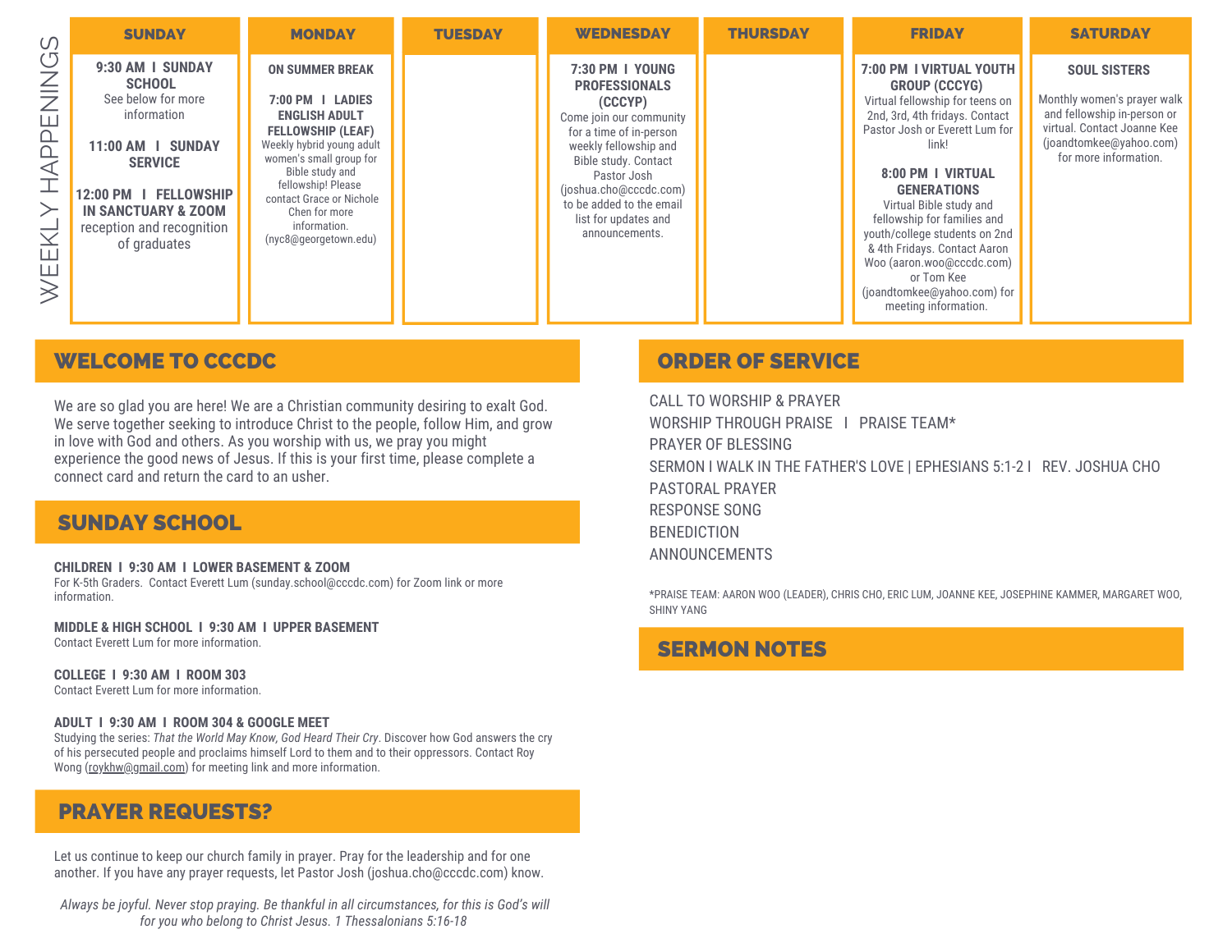## WEEKLY HAPPENINGS

### SUNDAY

**9:30 AM I SUNDAY SCHOOL**
See below for more information

**11:00 AM I SUNDAY SERVICE**

**12:00 PM I FELLOWSHIP IN SANCTUARY & ZOOM**
reception and recognition of graduates

### MONDAY

**ON SUMMER BREAK**

**7:00 PM I LADIES ENGLISH ADULT FELLOWSHIP (LEAF)**
Weekly hybrid young adult women's small group for Bible study and fellowship! Please contact Grace or Nichole Chen for more information. (nyc8@georgetown.edu)

### TUESDAY

### WEDNESDAY

**7:30 PM I YOUNG PROFESSIONALS (CCCYP)**
Come join our community for a time of in-person weekly fellowship and Bible study. Contact Pastor Josh (joshua.cho@cccdc.com) to be added to the email list for updates and announcements.

### THURSDAY

### FRIDAY

**7:00 PM I VIRTUAL YOUTH GROUP (CCCYG)**
Virtual fellowship for teens on 2nd, 3rd, 4th fridays. Contact Pastor Josh or Everett Lum for link!

**8:00 PM I VIRTUAL GENERATIONS**
Virtual Bible study and fellowship for families and youth/college students on 2nd & 4th Fridays. Contact Aaron Woo (aaron.woo@cccdc.com) or Tom Kee (joandtomkee@yahoo.com) for meeting information.

### SATURDAY

**SOUL SISTERS**
Monthly women's prayer walk and fellowship in-person or virtual. Contact Joanne Kee (joandtomkee@yahoo.com) for more information.

## WELCOME TO CCCDC

We are so glad you are here! We are a Christian community desiring to exalt God. We serve together seeking to introduce Christ to the people, follow Him, and grow in love with God and others. As you worship with us, we pray you might experience the good news of Jesus. If this is your first time, please complete a connect card and return the card to an usher.

## SUNDAY SCHOOL

**CHILDREN I 9:30 AM I LOWER BASEMENT & ZOOM**
For K-5th Graders. Contact Everett Lum (sunday.school@cccdc.com) for Zoom link or more information.

**MIDDLE & HIGH SCHOOL I 9:30 AM I UPPER BASEMENT**
Contact Everett Lum for more information.

**COLLEGE I 9:30 AM I ROOM 303**
Contact Everett Lum for more information.

**ADULT I 9:30 AM I ROOM 304 & GOOGLE MEET**
Studying the series: *That the World May Know, God Heard Their Cry*. Discover how God answers the cry of his persecuted people and proclaims himself Lord to them and to their oppressors. Contact Roy Wong (roykhw@gmail.com) for meeting link and more information.

## PRAYER REQUESTS?

Let us continue to keep our church family in prayer. Pray for the leadership and for one another. If you have any prayer requests, let Pastor Josh (joshua.cho@cccdc.com) know.

*Always be joyful. Never stop praying. Be thankful in all circumstances, for this is God's will for you who belong to Christ Jesus. 1 Thessalonians 5:16-18*

## ORDER OF SERVICE

CALL TO WORSHIP & PRAYER
WORSHIP THROUGH PRAISE I PRAISE TEAM*
PRAYER OF BLESSING
SERMON I WALK IN THE FATHER'S LOVE | EPHESIANS 5:1-2 I REV. JOSHUA CHO
PASTORAL PRAYER
RESPONSE SONG
BENEDICTION
ANNOUNCEMENTS

*PRAISE TEAM: AARON WOO (LEADER), CHRIS CHO, ERIC LUM, JOANNE KEE, JOSEPHINE KAMMER, MARGARET WOO, SHINY YANG

## SERMON NOTES